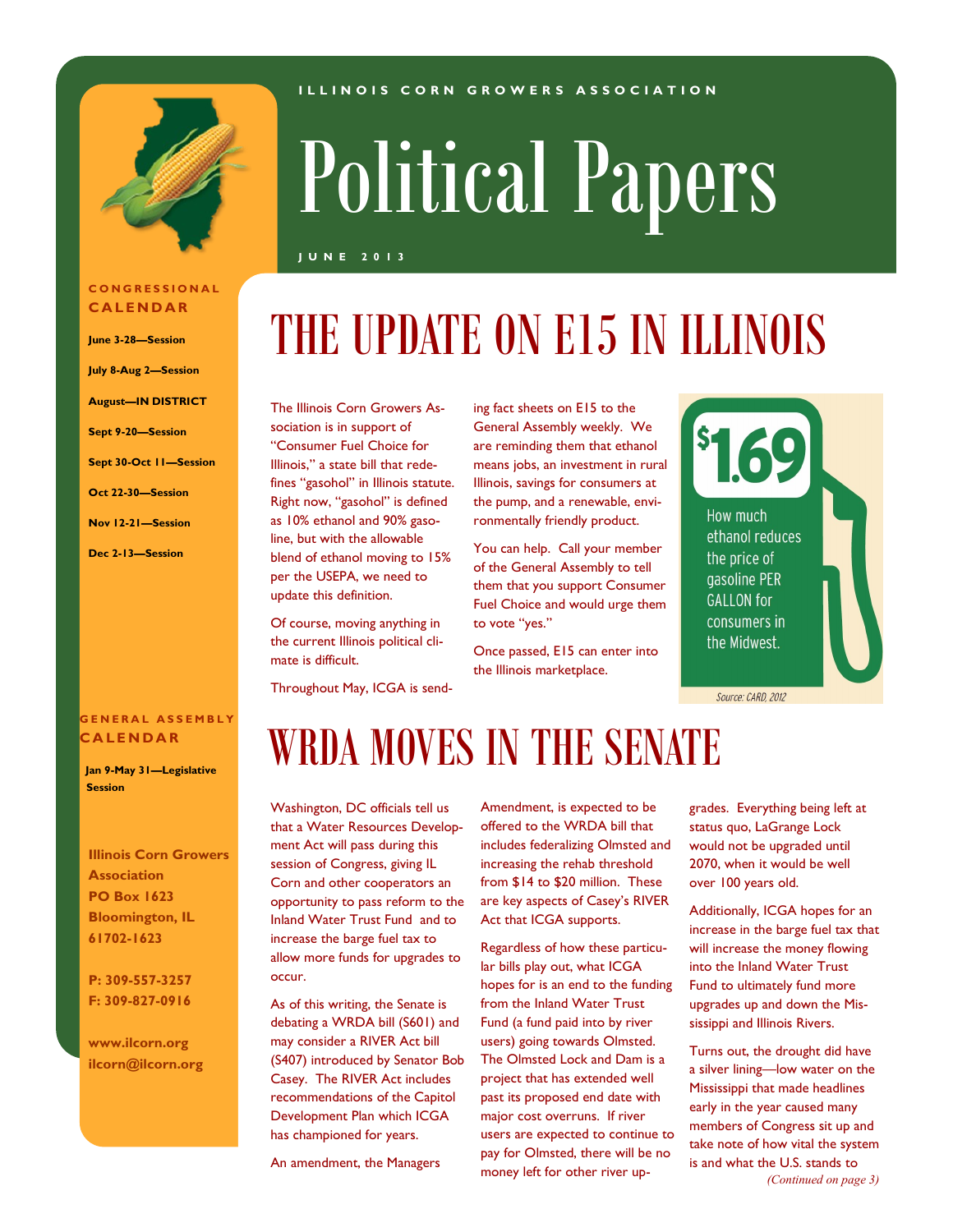ILLINOIS CORN GROWERS ASSOCIATION

# Political Papers

JUNE 2013

## CONGRESSIONAL CALENDAR

**June 3-28—Session**

**July 8-Aug 2—Session**

**August—IN DISTRICT**

**Sept 9-20—Session**

**Sept 30-Oct 11—Session**

**Oct 22-30—Session**

**Nov 12-21—Session**

**Dec 2-13—Session**

## GENERAL ASSEMBLY CALENDAR

**Jan 9-May 31—Legislative Session**

**Illinois Corn Growers Association**
**PO Box 1623**
**Bloomington, IL 61702-1623**

**P: 309-557-3257**
**F: 309-827-0916**

**www.ilcorn.org**
**ilcorn@ilcorn.org**

# THE UPDATE ON E15 IN ILLINOIS

The Illinois Corn Growers Association is in support of "Consumer Fuel Choice for Illinois," a state bill that redefines "gasohol" in Illinois statute. Right now, "gasohol" is defined as 10% ethanol and 90% gasoline, but with the allowable blend of ethanol moving to 15% per the USEPA, we need to update this definition.

Of course, moving anything in the current Illinois political climate is difficult.

Throughout May, ICGA is sending fact sheets on E15 to the General Assembly weekly. We are reminding them that ethanol means jobs, an investment in rural Illinois, savings for consumers at the pump, and a renewable, environmentally friendly product.

You can help. Call your member of the General Assembly to tell them that you support Consumer Fuel Choice and would urge them to vote "yes."

Once passed, E15 can enter into the Illinois marketplace.

**$1.69**

How much ethanol reduces the price of gasoline PER GALLON for consumers in the Midwest.

*Source: CARD, 2012*

# WRDA MOVES IN THE SENATE

Washington, DC officials tell us that a Water Resources Development Act will pass during this session of Congress, giving IL Corn and other cooperators an opportunity to pass reform to the Inland Water Trust Fund and to increase the barge fuel tax to allow more funds for upgrades to occur.

As of this writing, the Senate is debating a WRDA bill (S601) and may consider a RIVER Act bill (S407) introduced by Senator Bob Casey. The RIVER Act includes recommendations of the Capitol Development Plan which ICGA has championed for years.

An amendment, the Managers Amendment, is expected to be offered to the WRDA bill that includes federalizing Olmsted and increasing the rehab threshold from $14 to $20 million. These are key aspects of Casey's RIVER Act that ICGA supports.

Regardless of how these particular bills play out, what ICGA hopes for is an end to the funding from the Inland Water Trust Fund (a fund paid into by river users) going towards Olmsted. The Olmsted Lock and Dam is a project that has extended well past its proposed end date with major cost overruns. If river users are expected to continue to pay for Olmsted, there will be no money left for other river upgrades. Everything being left at status quo, LaGrange Lock would not be upgraded until 2070, when it would be well over 100 years old.

Additionally, ICGA hopes for an increase in the barge fuel tax that will increase the money flowing into the Inland Water Trust Fund to ultimately fund more upgrades up and down the Mississippi and Illinois Rivers.

Turns out, the drought did have a silver lining—low water on the Mississippi that made headlines early in the year caused many members of Congress sit up and take note of how vital the system is and what the U.S. stands to

*(Continued on page 3)*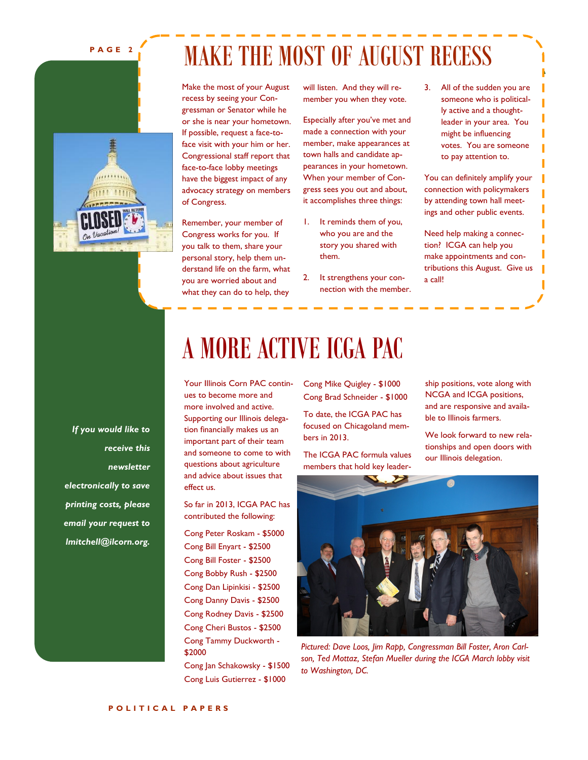# MAKE THE MOST OF AUGUST RECESS

Make the most of your August recess by seeing your Congressman or Senator while he or she is near your hometown. If possible, request a face-to-face visit with your him or her. Congressional staff report that face-to-face lobby meetings have the biggest impact of any advocacy strategy on members of Congress.

Remember, your member of Congress works for you. If you talk to them, share your personal story, help them understand life on the farm, what you are worried about and what they can do to help, they will listen. And they will remember you when they vote.

Especially after you've met and made a connection with your member, make appearances at town halls and candidate appearances in your hometown. When your member of Congress sees you out and about, it accomplishes three things:

1. It reminds them of you, who you are and the story you shared with them.
2. It strengthens your connection with the member.
3. All of the sudden you are someone who is politically active and a thought-leader in your area. You might be influencing votes. You are someone to pay attention to.

You can definitely amplify your connection with policymakers by attending town hall meetings and other public events.

Need help making a connection? ICGA can help you make appointments and contributions this August. Give us a call!

*If you would like to receive this newsletter electronically to save printing costs, please email your request to lmitchell@ilcorn.org.*

# A MORE ACTIVE ICGA PAC

Your Illinois Corn PAC continues to become more and more involved and active. Supporting our Illinois delegation financially makes us an important part of their team and someone to come to with questions about agriculture and advice about issues that effect us.

So far in 2013, ICGA PAC has contributed the following:

Cong Peter Roskam - $5000
Cong Bill Enyart - $2500
Cong Bill Foster - $2500
Cong Bobby Rush - $2500
Cong Dan Lipinkisi - $2500
Cong Danny Davis - $2500
Cong Rodney Davis - $2500
Cong Cheri Bustos - $2500
Cong Tammy Duckworth - $2000
Cong Jan Schakowsky - $1500
Cong Luis Gutierrez - $1000
Cong Mike Quigley - $1000
Cong Brad Schneider - $1000

To date, the ICGA PAC has focused on Chicagoland members in 2013.

The ICGA PAC formula values members that hold key leadership positions, vote along with NCGA and ICGA positions, and are responsive and available to Illinois farmers.

We look forward to new relationships and open doors with our Illinois delegation.

*Pictured: Dave Loos, Jim Rapp, Congressman Bill Foster, Aron Carlson, Ted Mottaz, Stefan Mueller during the ICGA March lobby visit to Washington, DC.*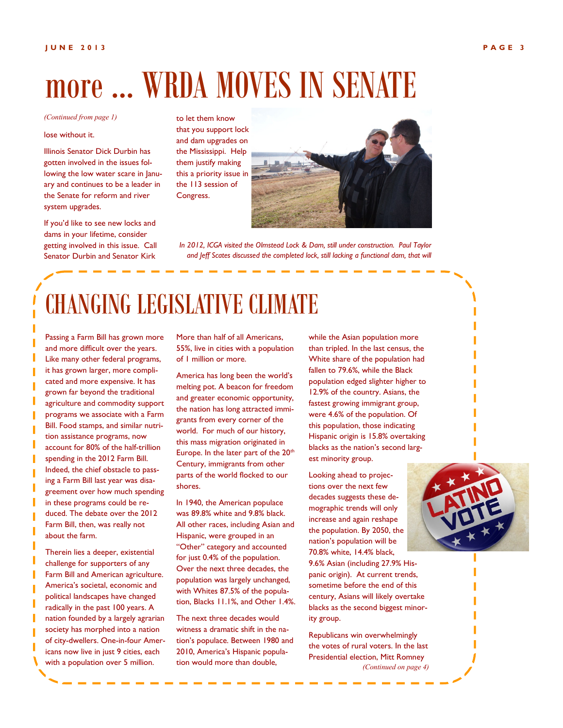# more … WRDA MOVES IN SENATE

*(Continued from page 1)*

lose without it.

Illinois Senator Dick Durbin has gotten involved in the issues following the low water scare in January and continues to be a leader in the Senate for reform and river system upgrades.

If you'd like to see new locks and dams in your lifetime, consider getting involved in this issue. Call Senator Durbin and Senator Kirk to let them know that you support lock and dam upgrades on the Mississippi. Help them justify making this a priority issue in the 113 session of Congress.

*In 2012, ICGA visited the Olmstead Lock & Dam, still under construction. Paul Taylor and Jeff Scates discussed the completed lock, still lacking a functional dam, that will*

# CHANGING LEGISLATIVE CLIMATE

Passing a Farm Bill has grown more and more difficult over the years. Like many other federal programs, it has grown larger, more complicated and more expensive. It has grown far beyond the traditional agriculture and commodity support programs we associate with a Farm Bill. Food stamps, and similar nutrition assistance programs, now account for 80% of the half-trillion spending in the 2012 Farm Bill. Indeed, the chief obstacle to passing a Farm Bill last year was disagreement over how much spending in these programs could be reduced. The debate over the 2012 Farm Bill, then, was really not about the farm.

Therein lies a deeper, existential challenge for supporters of any Farm Bill and American agriculture. America's societal, economic and political landscapes have changed radically in the past 100 years. A nation founded by a largely agrarian society has morphed into a nation of city-dwellers. One-in-four Americans now live in just 9 cities, each with a population over 5 million. More than half of all Americans, 55%, live in cities with a population of 1 million or more.

America has long been the world's melting pot. A beacon for freedom and greater economic opportunity, the nation has long attracted immigrants from every corner of the world. For much of our history, this mass migration originated in Europe. In the later part of the 20th Century, immigrants from other parts of the world flocked to our shores.

In 1940, the American populace was 89.8% white and 9.8% black. All other races, including Asian and Hispanic, were grouped in an "Other" category and accounted for just 0.4% of the population. Over the next three decades, the population was largely unchanged, with Whites 87.5% of the population, Blacks 11.1%, and Other 1.4%.

The next three decades would witness a dramatic shift in the nation's populace. Between 1980 and 2010, America's Hispanic population would more than double, while the Asian population more than tripled. In the last census, the White share of the population had fallen to 79.6%, while the Black population edged slighter higher to 12.9% of the country. Asians, the fastest growing immigrant group, were 4.6% of the population. Of this population, those indicating Hispanic origin is 15.8% overtaking blacks as the nation's second largest minority group.

Looking ahead to projections over the next few decades suggests these demographic trends will only increase and again reshape the population. By 2050, the nation's population will be 70.8% white, 14.4% black, 9.6% Asian (including 27.9% Hispanic origin). At current trends, sometime before the end of this century, Asians will likely overtake blacks as the second biggest minority group.

Republicans win overwhelmingly the votes of rural voters. In the last Presidential election, Mitt Romney

*(Continued on page 4)*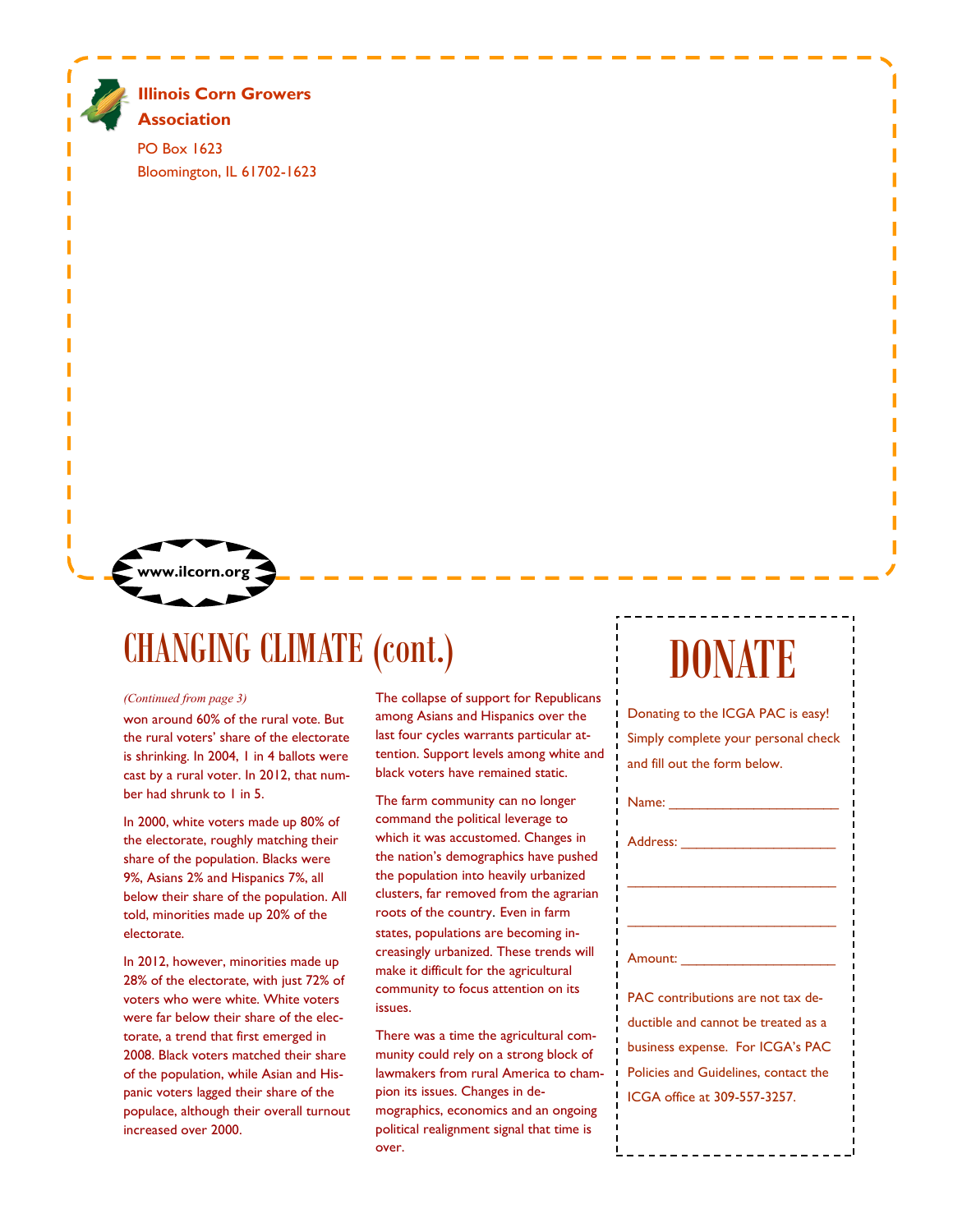**Illinois Corn Growers Association**

PO Box 1623
Bloomington, IL 61702-1623

www.ilcorn.org

# CHANGING CLIMATE (cont.)

*(Continued from page 3)*

won around 60% of the rural vote. But the rural voters' share of the electorate is shrinking. In 2004, 1 in 4 ballots were cast by a rural voter. In 2012, that number had shrunk to 1 in 5.

In 2000, white voters made up 80% of the electorate, roughly matching their share of the population. Blacks were 9%, Asians 2% and Hispanics 7%, all below their share of the population. All told, minorities made up 20% of the electorate.

In 2012, however, minorities made up 28% of the electorate, with just 72% of voters who were white. White voters were far below their share of the electorate, a trend that first emerged in 2008. Black voters matched their share of the population, while Asian and Hispanic voters lagged their share of the populace, although their overall turnout increased over 2000.

The collapse of support for Republicans among Asians and Hispanics over the last four cycles warrants particular attention. Support levels among white and black voters have remained static.

The farm community can no longer command the political leverage to which it was accustomed. Changes in the nation's demographics have pushed the population into heavily urbanized clusters, far removed from the agrarian roots of the country. Even in farm states, populations are becoming increasingly urbanized. These trends will make it difficult for the agricultural community to focus attention on its issues.

There was a time the agricultural community could rely on a strong block of lawmakers from rural America to champion its issues. Changes in demographics, economics and an ongoing political realignment signal that time is over.

# DONATE

Donating to the ICGA PAC is easy! Simply complete your personal check and fill out the form below.

Name: ______________________

Address: ____________________

____________________________

____________________________

Amount: ____________________

PAC contributions are not tax deductible and cannot be treated as a business expense. For ICGA's PAC Policies and Guidelines, contact the ICGA office at 309-557-3257.